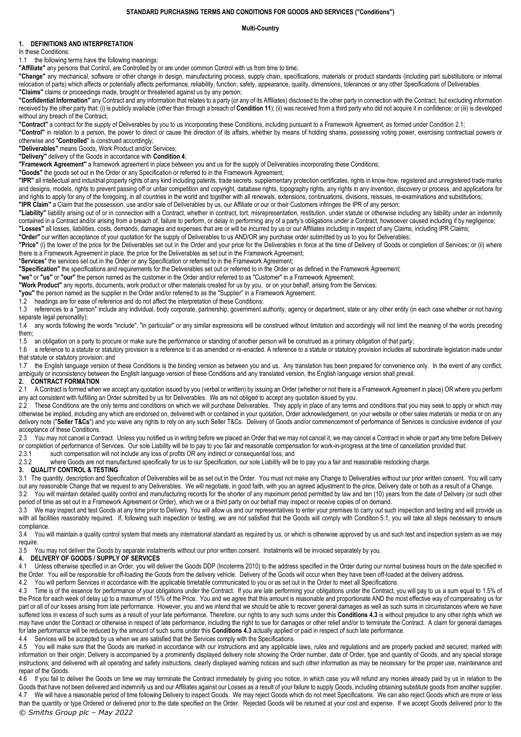**STANDARD PURCHASING TERMS AND CONDITIONS FOR GOODS AND SERVICES ("Conditions")**

**Multi-Country**

## 1. DEFINITIONS AND INTERPRETATION

In these Conditions:

1.1 the following terms have the following meanings:

**"Affiliate"** any persons that Control, are Controlled by or are under common Control with us from time to time;

**"Change"** any mechanical, software or other change in design, manufacturing process, supply chain, specifications, materials or product standards (including part substitutions or internal relocation of parts) which affects or potentially affects performance, reliability, function, safety, appearance, quality, dimensions, tolerances or any other Specifications of Deliverables.

**"Claims"** claims or proceedings made, brought or threatened against us by any person;

**"Confidential Information"** any Contract and any information that relates to a party (or any of its Affiliates) disclosed to the other party in connection with the Contract, but excluding information received by the other party that: (i) is publicly available (other than through a breach of **Condition 11**); (ii) was received from a third party who did not acquire it in confidence; or (iii) is developed without any breach of the Contract;

**"Contract"** a contract for the supply of Deliverables by you to us incorporating these Conditions, including pursuant to a Framework Agreement, as formed under Condition 2.1;

**"Control"** in relation to a person, the power to direct or cause the direction of its affairs, whether by means of holding shares, possessing voting power, exercising contractual powers or otherwise and "**Controlled**" is construed accordingly;

**"Deliverables"** means Goods, Work Product and/or Services;

**"Delivery"** delivery of the Goods in accordance with **Condition 4**;

**"Framework Agreement"** a framework agreement in place between you and us for the supply of Deliverables incorporating these Conditions;

**"Goods"** the goods set out in the Order or any Specification or referred to in the Framework Agreement;

**"IPR"** all intellectual and industrial property rights of any kind including patents, trade secrets, supplementary protection certificates, rights in know-how, registered and unregistered trade marks and designs, models, rights to prevent passing off or unfair competition and copyright, database rights, topography rights, any rights in any invention, discovery or process, and applications for and rights to apply for any of the foregoing, in all countries in the world and together with all renewals, extensions, continuations, divisions, reissues, re-examinations and substitutions;

**"IPR Claim"** a Claim that the possession, use and/or sale of Deliverables by us, our Affiliate or our or their Customers infringes the IPR of any person;

**"Liability"** liability arising out of or in connection with a Contract, whether in contract, tort, misrepresentation, restitution, under statute or otherwise including any liability under an indemnity contained in a Contract and/or arising from a breach of, failure to perform, or delay in performing any of a party's obligations under a Contract, howsoever caused including if by negligence;

**"Losses"** all losses, liabilities, costs, demands, damages and expenses that are or will be incurred by us or our Affiliates including in respect of any Claims, including IPR Claims;

**"Order"** our written acceptance of your quotation for the supply of Deliverables to us AND/OR any purchase order submitted by us to you for Deliverables;

**"Price"** (i) the lower of the price for the Deliverables set out in the Order and your price for the Deliverables in force at the time of Delivery of Goods or completion of Services; or (ii) where there is a Framework Agreement in place, the price for the Deliverables as set out in the Framework Agreement;

"**Services**" the services set out in the Order or any Specification or referred to in the Framework Agreement;

**"Specification"** the specifications and requirements for the Deliverables set out or referred to in the Order or as defined in the Framework Agreement;

**"we"** or **"us"** or **"our"** the person named as the customer in the Order and/or referred to as "Customer" in a Framework Agreement;

**"Work Product"** any reports, documents, work product or other materials created for us by you, or on your behalf, arising from the Services;

**"you"** the person named as the supplier in the Order and/or referred to as the "Supplier" in a Framework Agreement;

1.2 headings are for ease of reference and do not affect the interpretation of these Conditions;

1.3 references to a "person" include any individual, body corporate, partnership, government authority, agency or department, state or any other entity (in each case whether or not having separate legal personality);

1.4 any words following the words "include", "in particular" or any similar expressions will be construed without limitation and accordingly will not limit the meaning of the words preceding them;

1.5 an obligation on a party to procure or make sure the performance or standing of another person will be construed as a primary obligation of that party;

1.6 a reference to a statute or statutory provision is a reference to it as amended or re-enacted. A reference to a statute or statutory provision includes all subordinate legislation made under that statute or statutory provision; and

1.7 the English language version of these Conditions is the binding version as between you and us. Any translation has been prepared for convenience only. In the event of any conflict, ambiguity or inconsistency between the English language version of these Conditions and any translated version, the English language version shall prevail.

## 2. CONTRACT FORMATION

2.1 A Contract is formed when we accept any quotation issued by you (verbal or written) by issuing an Order (whether or not there is a Framework Agreement in place) OR where you perform any act consistent with fulfilling an Order submitted by us for Deliverables. We are not obliged to accept any quotation issued by you.

2.2 These Conditions are the only terms and conditions on which we will purchase Deliverables. They apply in place of any terms and conditions that you may seek to apply or which may otherwise be implied, including any which are endorsed on, delivered with or contained in your quotation, Order acknowledgement, on your website or other sales materials or media or on any delivery note ("**Seller T&Cs**") and you waive any rights to rely on any such Seller T&Cs. Delivery of Goods and/or commencement of performance of Services is conclusive evidence of your acceptance of these Conditions.

2.3 You may not cancel a Contract. Unless you notified us in writing before we placed an Order that we may not cancel it, we may cancel a Contract in whole or part any time before Delivery or completion of performance of Services. Our sole Liability will be to pay to you fair and reasonable compensation for work-in-progress at the time of cancellation provided that:

2.3.1 such compensation will not include any loss of profits OR any indirect or consequential loss; and

2.3.2 where Goods are not manufactured specifically for us to our Specification, our sole Liability will be to pay you a fair and reasonable restocking charge.

## 3. QUALITY CONTROL & TESTING

3.1 The quantity, description and Specification of Deliverables will be as set out in the Order. You must not make any Change to Deliverables without our prior written consent. You will carry out any reasonable Change that we request to any Deliverables. We will negotiate, in good faith, with you an agreed adjustment to the price, Delivery date or both as a result of a Change.

3.2 You will maintain detailed quality control and manufacturing records for the shorter of any maximum period permitted by law and ten (10) years from the date of Delivery (or such other period of time as set out in a Framework Agreement or Order), which we or a third party on our behalf may inspect or receive copies of on demand.

3.3 We may inspect and test Goods at any time prior to Delivery. You will allow us and our representatives to enter your premises to carry out such inspection and testing and will provide us with all facilities reasonably required. If, following such inspection or testing, we are not satisfied that the Goods will comply with Condition 5.1, you will take all steps necessary to ensure compliance.

3.4 You will maintain a quality control system that meets any international standard as required by us, or which is otherwise approved by us and such test and inspection system as we may require.

3.5 You may not deliver the Goods by separate instalments without our prior written consent. Instalments will be invoiced separately by you.

## 4. DELIVERY OF GOODS / SUPPLY OF SERVICES

4.1 Unless otherwise specified in an Order, you will deliver the Goods DDP (Incoterms 2010) to the address specified in the Order during our normal business hours on the date specified in the Order. You will be responsible for off-loading the Goods from the delivery vehicle. Delivery of the Goods will occur when they have been off-loaded at the delivery address.

4.2 You will perform Services in accordance with the applicable timetable communicated to you or as set out in the Order to meet all Specifications.

4.3 Time is of the essence for performance of your obligations under the Contract. If you are late performing your obligations under the Contract, you will pay to us a sum equal to 1.5% of the Price for each week of delay up to a maximum of 15% of the Price. You and we agree that this amount is reasonable and proportionate AND the most effective way of compensating us for part or all of our losses arising from late performance. However, you and we intend that we should be able to recover general damages as well as such sums in circumstances where we have suffered loss in excess of such sums as a result of your late performance. Therefore, our rights to any such sums under this **Conditions 4.3** is without prejudice to any other rights which we may have under the Contract or otherwise in respect of late performance, including the right to sue for damages or other relief and/or to terminate the Contract. A claim for general damages for late performance will be reduced by the amount of such sums under this **Conditions 4.3** actually applied or paid in respect of such late performance.

4.4 Services will be accepted by us when we are satisfied that the Services comply with the Specifications.

4.5 You will make sure that the Goods are marked in accordance with our instructions and any applicable laws, rules and regulations and are properly packed and secured; marked with information on their origin; Delivery is accompanied by a prominently displayed delivery note showing the Order number, date of Order, type and quantity of Goods, and any special storage instructions; and delivered with all operating and safety instructions, clearly displayed warning notices and such other information as may be necessary for the proper use, maintenance and repair of the Goods.

4.6 If you fail to deliver the Goods on time we may terminate the Contract immediately by giving you notice, in which case you will refund any monies already paid by us in relation to the Goods that have not been delivered and indemnify us and our Affiliates against our Losses as a result of your failure to supply Goods, including obtaining substitute goods from another supplier.

4.7 We will have a reasonable period of time following Delivery to inspect Goods. We may reject Goods which do not meet Specifications. We can also reject Goods which are more or less than the quantity or type Ordered or delivered prior to the date specified on the Order. Rejected Goods will be returned at your cost and expense. If we accept Goods delivered prior to the

*© Smiths Group plc – May 2022*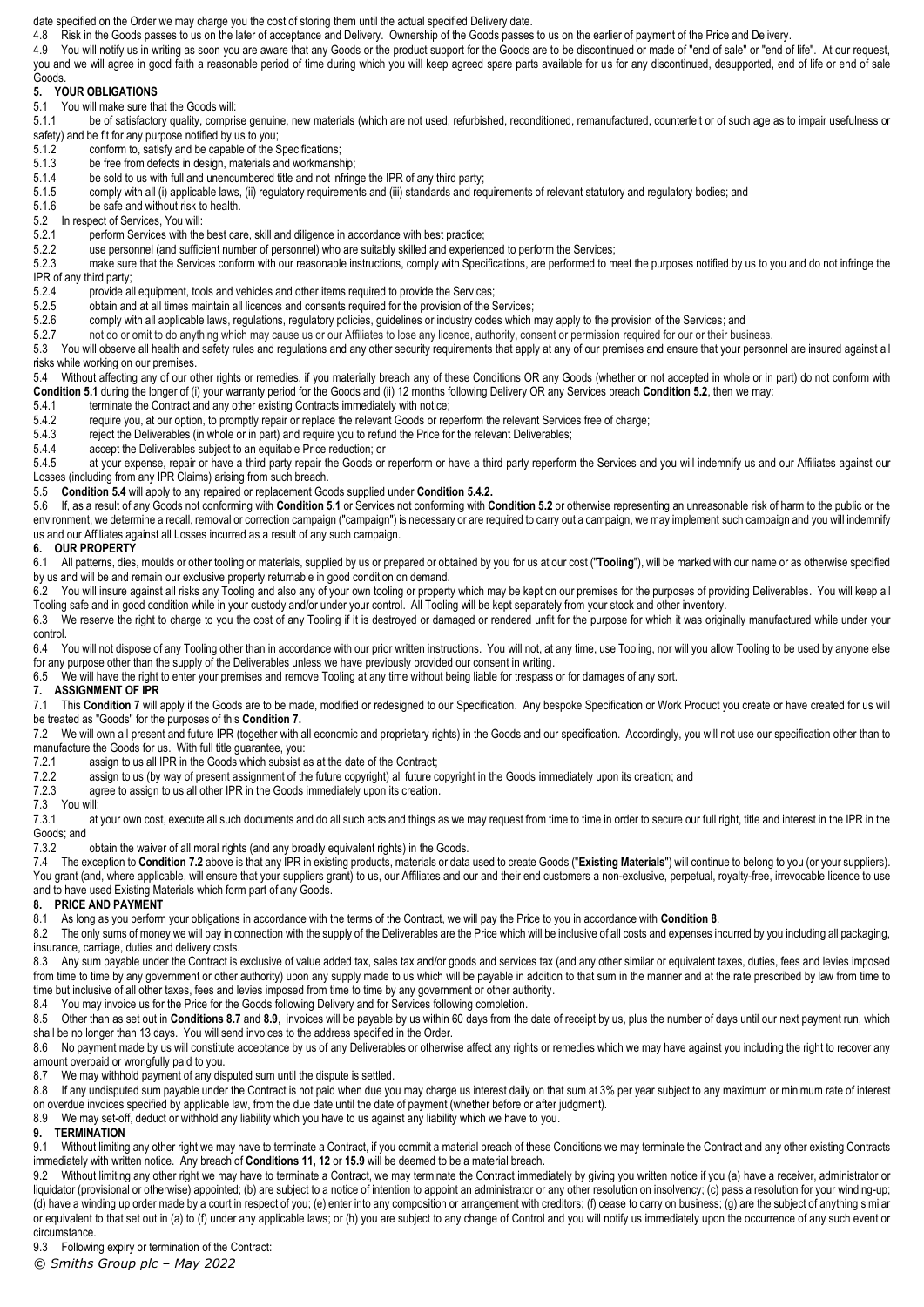date specified on the Order we may charge you the cost of storing them until the actual specified Delivery date.

4.8 Risk in the Goods passes to us on the later of acceptance and Delivery. Ownership of the Goods passes to us on the earlier of payment of the Price and Delivery.

4.9 You will notify us in writing as soon as you are aware that any Goods or the product support for the Goods are to be discontinued or made of "end of sale" or "end of life". At our request, you and we will agree in good faith a reasonable period of time during which you will keep agreed spare parts available for us for any discontinued, desupported, end of life or end of sale Goods.

## 5. YOUR OBLIGATIONS

5.1 You will make sure that the Goods will:

5.1.1 be of satisfactory quality, comprise genuine, new materials (which are not used, refurbished, reconditioned, remanufactured, counterfeit or of such age as to impair usefulness or safety) and be fit for any purpose notified by us to you;

5.1.2 conform to, satisfy and be capable of the Specifications;

5.1.3 be free from defects in design, materials and workmanship;

5.1.4 be sold to us with full and unencumbered title and not infringe the IPR of any third party;

5.1.5 comply with all (i) applicable laws, (ii) regulatory requirements and (iii) standards and requirements of relevant statutory and regulatory bodies; and

5.1.6 be safe and without risk to health.

5.2 In respect of Services, You will:

5.2.1 perform Services with the best care, skill and diligence in accordance with best practice;

5.2.2 use personnel (and sufficient number of personnel) who are suitably skilled and experienced to perform the Services;

5.2.3 make sure that the Services conform with our reasonable instructions, comply with Specifications, are performed to meet the purposes notified by us to you and do not infringe the IPR of any third party;

5.2.4 provide all equipment, tools and vehicles and other items required to provide the Services;

5.2.5 obtain and at all times maintain all licences and consents required for the provision of the Services;

5.2.6 comply with all applicable laws, regulations, regulatory policies, guidelines or industry codes which may apply to the provision of the Services; and

5.2.7 not do or omit to do anything which may cause us or our Affiliates to lose any licence, authority, consent or permission required for our or their business.

5.3 You will observe all health and safety rules and regulations and any other security requirements that apply at any of our premises and ensure that your personnel are insured against all risks while working on our premises.

5.4 Without affecting any of our other rights or remedies, if you materially breach any of these Conditions OR any Goods (whether or not accepted in whole or in part) do not conform with **Condition 5.1** during the longer of (i) your warranty period for the Goods and (ii) 12 months following Delivery OR any Services breach **Condition 5.2**, then we may:

5.4.1 terminate the Contract and any other existing Contracts immediately with notice;

5.4.2 require you, at our option, to promptly repair or replace the relevant Goods or reperform the relevant Services free of charge;

5.4.3 reject the Deliverables (in whole or in part) and require you to refund the Price for the relevant Deliverables;

5.4.4 accept the Deliverables subject to an equitable Price reduction; or

5.4.5 at your expense, repair or have a third party repair the Goods or reperform or have a third party reperform the Services and you will indemnify us and our Affiliates against our Losses (including from any IPR Claims) arising from such breach.

5.5 **Condition 5.4** will apply to any repaired or replacement Goods supplied under **Condition 5.4.2.**

5.6 If, as a result of any Goods not conforming with **Condition 5.1** or Services not conforming with **Condition 5.2** or otherwise representing an unreasonable risk of harm to the public or the environment, we determine a recall, removal or correction campaign ("campaign") is necessary or are required to carry out a campaign, we may implement such campaign and you will indemnify us and our Affiliates against all Losses incurred as a result of any such campaign.

## 6. OUR PROPERTY

6.1 All patterns, dies, moulds or other tooling or materials, supplied by us or prepared or obtained by you for us at our cost ("**Tooling**"), will be marked with our name or as otherwise specified by us and will be and remain our exclusive property returnable in good condition on demand.

6.2 You will insure against all risks any Tooling and also any of your own tooling or property which may be kept on our premises for the purposes of providing Deliverables. You will keep all Tooling safe and in good condition while in your custody and/or under your control. All Tooling will be kept separately from your stock and other inventory.

6.3 We reserve the right to charge to you the cost of any Tooling if it is destroyed or damaged or rendered unfit for the purpose for which it was originally manufactured while under your control.

6.4 You will not dispose of any Tooling other than in accordance with our prior written instructions. You will not, at any time, use Tooling, nor will you allow Tooling to be used by anyone else for any purpose other than the supply of the Deliverables unless we have previously provided our consent in writing.

6.5 We will have the right to enter your premises and remove Tooling at any time without being liable for trespass or for damages of any sort.

## 7. ASSIGNMENT OF IPR

7.1 This **Condition 7** will apply if the Goods are to be made, modified or redesigned to our Specification. Any bespoke Specification or Work Product you create or have created for us will be treated as "Goods" for the purposes of this **Condition 7.**

7.2 We will own all present and future IPR (together with all economic and proprietary rights) in the Goods and our specification. Accordingly, you will not use our specification other than to manufacture the Goods for us. With full title guarantee, you:

7.2.1 assign to us all IPR in the Goods which subsist as at the date of the Contract;

7.2.2 assign to us (by way of present assignment of the future copyright) all future copyright in the Goods immediately upon its creation; and

7.2.3 agree to assign to us all other IPR in the Goods immediately upon its creation.

7.3 You will:

7.3.1 at your own cost, execute all such documents and do all such acts and things as we may request from time to time in order to secure our full right, title and interest in the IPR in the Goods; and

7.3.2 obtain the waiver of all moral rights (and any broadly equivalent rights) in the Goods.

7.4 The exception to **Condition 7.2** above is that any IPR in existing products, materials or data used to create Goods ("**Existing Materials**") will continue to belong to you (or your suppliers). You grant (and, where applicable, will ensure that your suppliers grant) to us, our Affiliates and our and their end customers a non-exclusive, perpetual, royalty-free, irrevocable licence to use and to have used Existing Materials which form part of any Goods.

## 8. PRICE AND PAYMENT

8.1 As long as you perform your obligations in accordance with the terms of the Contract, we will pay the Price to you in accordance with **Condition 8**.

8.2 The only sums of money we will pay in connection with the supply of the Deliverables are the Price which will be inclusive of all costs and expenses incurred by you including all packaging, insurance, carriage, duties and delivery costs.

8.3 Any sum payable under the Contract is exclusive of value added tax, sales tax and/or goods and services tax (and any other similar or equivalent taxes, duties, fees and levies imposed from time to time by any government or other authority) upon any supply made to us which will be payable in addition to that sum in the manner and at the rate prescribed by law from time to time but inclusive of all other taxes, fees and levies imposed from time to time by any government or other authority.

8.4 You may invoice us for the Price for the Goods following Delivery and for Services following completion.

8.5 Other than as set out in **Conditions 8.7** and **8.9**, invoices will be payable by us within 60 days from the date of receipt by us, plus the number of days until our next payment run, which shall be no longer than 13 days. You will send invoices to the address specified in the Order.

8.6 No payment made by us will constitute acceptance by us of any Deliverables or otherwise affect any rights or remedies which we may have against you including the right to recover any amount overpaid or wrongfully paid to you.

8.7 We may withhold payment of any disputed sum until the dispute is settled.

8.8 If any undisputed sum payable under the Contract is not paid when due you may charge us interest daily on that sum at 3% per year subject to any maximum or minimum rate of interest on overdue invoices specified by applicable law, from the due date until the date of payment (whether before or after judgment).

8.9 We may set-off, deduct or withhold any liability which you have to us against any liability which we have to you.

## 9. TERMINATION

9.1 Without limiting any other right we may have to terminate a Contract, if you commit a material breach of these Conditions we may terminate the Contract and any other existing Contracts immediately with written notice. Any breach of **Conditions 11, 12** or **15.9** will be deemed to be a material breach.

9.2 Without limiting any other right we may have to terminate a Contract, we may terminate the Contract immediately by giving you written notice if you (a) have a receiver, administrator or liquidator (provisional or otherwise) appointed; (b) are subject to a notice of intention to appoint an administrator or any other resolution on insolvency; (c) pass a resolution for your winding-up; (d) have a winding up order made by a court in respect of you; (e) enter into any composition or arrangement with creditors; (f) cease to carry on business; (g) are the subject of anything similar or equivalent to that set out in (a) to (f) under any applicable laws; or (h) you are subject to any change of Control and you will notify us immediately upon the occurrence of any such event or circumstance.

9.3 Following expiry or termination of the Contract: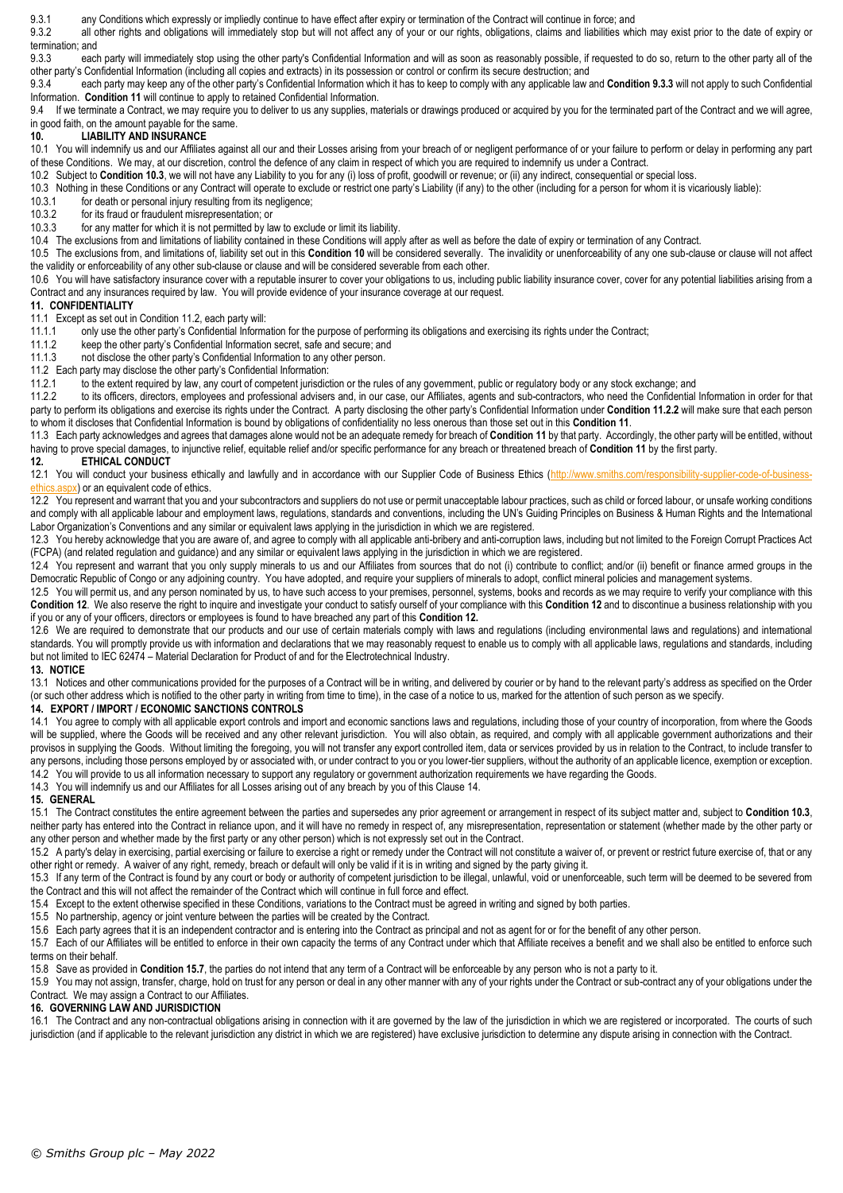9.3.1 any Conditions which expressly or impliedly continue to have effect after expiry or termination of the Contract will continue in force; and

9.3.2 all other rights and obligations will immediately stop but will not affect any of your or our rights, obligations, claims and liabilities which may exist prior to the date of expiry or termination; and

9.3.3 each party will immediately stop using the other party's Confidential Information and will as soon as reasonably possible, if requested to do so, return to the other party all of the other party's Confidential Information (including all copies and extracts) in its possession or control or confirm its secure destruction; and

9.3.4 each party may keep any of the other party's Confidential Information which it has to keep to comply with any applicable law and **Condition 9.3.3** will not apply to such Confidential Information. **Condition 11** will continue to apply to retained Confidential Information.

9.4 If we terminate a Contract, we may require you to deliver to us any supplies, materials or drawings produced or acquired by you for the terminated part of the Contract and we will agree, in good faith, on the amount payable for the same.

## 10. LIABILITY AND INSURANCE

10.1 You will indemnify us and our Affiliates against all our and their Losses arising from your breach of or negligent performance of or your failure to perform or delay in performing any part of these Conditions. We may, at our discretion, control the defence of any claim in respect of which you are required to indemnify us under a Contract.

10.2 Subject to **Condition 10.3**, we will not have any Liability to you for any (i) loss of profit, goodwill or revenue; or (ii) any indirect, consequential or special loss.

10.3 Nothing in these Conditions or any Contract will operate to exclude or restrict one party's Liability (if any) to the other (including for a person for whom it is vicariously liable):

10.3.1 for death or personal injury resulting from its negligence;

10.3.2 for its fraud or fraudulent misrepresentation; or

10.3.3 for any matter for which it is not permitted by law to exclude or limit its liability.

10.4 The exclusions from and limitations of liability contained in these Conditions will apply after as well as before the date of expiry or termination of any Contract.

10.5 The exclusions from, and limitations of, liability set out in this **Condition 10** will be considered severally. The invalidity or unenforceability of any one sub-clause or clause will not affect the validity or enforceability of any other sub-clause or clause and will be considered severable from each other.

10.6 You will have satisfactory insurance cover with a reputable insurer to cover your obligations to us, including public liability insurance cover, cover for any potential liabilities arising from a Contract and any insurances required by law. You will provide evidence of your insurance coverage at our request.

## 11. CONFIDENTIALITY

11.1 Except as set out in Condition 11.2, each party will:

11.1.1 only use the other party's Confidential Information for the purpose of performing its obligations and exercising its rights under the Contract;

11.1.2 keep the other party's Confidential Information secret, safe and secure; and

11.1.3 not disclose the other party's Confidential Information to any other person.

11.2 Each party may disclose the other party's Confidential Information:

11.2.1 to the extent required by law, any court of competent jurisdiction or the rules of any government, public or regulatory body or any stock exchange; and

11.2.2 to its officers, directors, employees and professional advisers and, in our case, our Affiliates, agents and sub-contractors, who need the Confidential Information in order for that party to perform its obligations and exercise its rights under the Contract. A party disclosing the other party's Confidential Information under **Condition 11.2.2** will make sure that each person to whom it discloses that Confidential Information is bound by obligations of confidentiality no less onerous than those set out in this **Condition 11**.

11.3 Each party acknowledges and agrees that damages alone would not be an adequate remedy for breach of **Condition 11** by that party. Accordingly, the other party will be entitled, without having to prove special damages, to injunctive relief, equitable relief and/or specific performance for any breach or threatened breach of **Condition 11** by the first party.

## 12. ETHICAL CONDUCT

12.1 You will conduct your business ethically and lawfully and in accordance with our Supplier Code of Business Ethics (http://www.smiths.com/responsibility-supplier-code-of-business-ethics.aspx) or an equivalent code of ethics.

12.2 You represent and warrant that you and your subcontractors and suppliers do not use or permit unacceptable labour practices, such as child or forced labour, or unsafe working conditions and comply with all applicable labour and employment laws, regulations, standards and conventions, including the UN's Guiding Principles on Business & Human Rights and the International Labor Organization's Conventions and any similar or equivalent laws applying in the jurisdiction in which we are registered.

12.3 You hereby acknowledge that you are aware of, and agree to comply with all applicable anti-bribery and anti-corruption laws, including but not limited to the Foreign Corrupt Practices Act (FCPA) (and related regulation and guidance) and any similar or equivalent laws applying in the jurisdiction in which we are registered.

12.4 You represent and warrant that you only supply minerals to us and our Affiliates from sources that do not (i) contribute to conflict; and/or (ii) benefit or finance armed groups in the Democratic Republic of Congo or any adjoining country. You have adopted, and require your suppliers of minerals to adopt, conflict mineral policies and management systems.

12.5 You will permit us, and any person nominated by us, to have such access to your premises, personnel, systems, books and records as we may require to verify your compliance with this **Condition 12**. We also reserve the right to inquire and investigate your conduct to satisfy ourself of your compliance with this **Condition 12** and to discontinue a business relationship with you if you or any of your officers, directors or employees is found to have breached any part of this **Condition 12.**

12.6 We are required to demonstrate that our products and our use of certain materials comply with laws and regulations (including environmental laws and regulations) and international standards. You will promptly provide us with information and declarations that we may reasonably request to enable us to comply with all applicable laws, regulations and standards, including but not limited to IEC 62474 – Material Declaration for Product of and for the Electrotechnical Industry.

## 13. NOTICE

13.1 Notices and other communications provided for the purposes of a Contract will be in writing, and delivered by courier or by hand to the relevant party's address as specified on the Order (or such other address which is notified to the other party in writing from time to time), in the case of a notice to us, marked for the attention of such person as we specify.

## 14. EXPORT / IMPORT / ECONOMIC SANCTIONS CONTROLS

14.1 You agree to comply with all applicable export controls and import and economic sanctions laws and regulations, including those of your country of incorporation, from where the Goods will be supplied, where the Goods will be received and any other relevant jurisdiction. You will also obtain, as required, and comply with all applicable government authorizations and their provisos in supplying the Goods. Without limiting the foregoing, you will not transfer any export controlled item, data or services provided by us in relation to the Contract, to include transfer to any persons, including those persons employed by or associated with, or under contract to you or you lower-tier suppliers, without the authority of an applicable licence, exemption or exception.

14.2 You will provide to us all information necessary to support any regulatory or government authorization requirements we have regarding the Goods.

14.3 You will indemnify us and our Affiliates for all Losses arising out of any breach by you of this Clause 14.

## 15. GENERAL

15.1 The Contract constitutes the entire agreement between the parties and supersedes any prior agreement or arrangement in respect of its subject matter and, subject to **Condition 10.3**, neither party has entered into the Contract in reliance upon, and it will have no remedy in respect of, any misrepresentation, representation or statement (whether made by the other party or any other person and whether made by the first party or any other person) which is not expressly set out in the Contract.

15.2 A party's delay in exercising, partial exercising or failure to exercise a right or remedy under the Contract will not constitute a waiver of, or prevent or restrict future exercise of, that or any other right or remedy. A waiver of any right, remedy, breach or default will only be valid if it is in writing and signed by the party giving it.

15.3 If any term of the Contract is found by any court or body or authority of competent jurisdiction to be illegal, unlawful, void or unenforceable, such term will be deemed to be severed from the Contract and this will not affect the remainder of the Contract which will continue in full force and effect.

15.4 Except to the extent otherwise specified in these Conditions, variations to the Contract must be agreed in writing and signed by both parties.

15.5 No partnership, agency or joint venture between the parties will be created by the Contract.

15.6 Each party agrees that it is an independent contractor and is entering into the Contract as principal and not as agent for or for the benefit of any other person.

15.7 Each of our Affiliates will be entitled to enforce in their own capacity the terms of any Contract under which that Affiliate receives a benefit and we shall also be entitled to enforce such terms on their behalf.

15.8 Save as provided in **Condition 15.7**, the parties do not intend that any term of a Contract will be enforceable by any person who is not a party to it.

15.9 You may not assign, transfer, charge, hold on trust for any person or deal in any other manner with any of your rights under the Contract or sub-contract any of your obligations under the Contract. We may assign a Contract to our Affiliates.

## 16. GOVERNING LAW AND JURISDICTION

16.1 The Contract and any non-contractual obligations arising in connection with it are governed by the law of the jurisdiction in which we are registered or incorporated. The courts of such jurisdiction (and if applicable to the relevant jurisdiction any district in which we are registered) have exclusive jurisdiction to determine any dispute arising in connection with the Contract.

*© Smiths Group plc – May 2022*